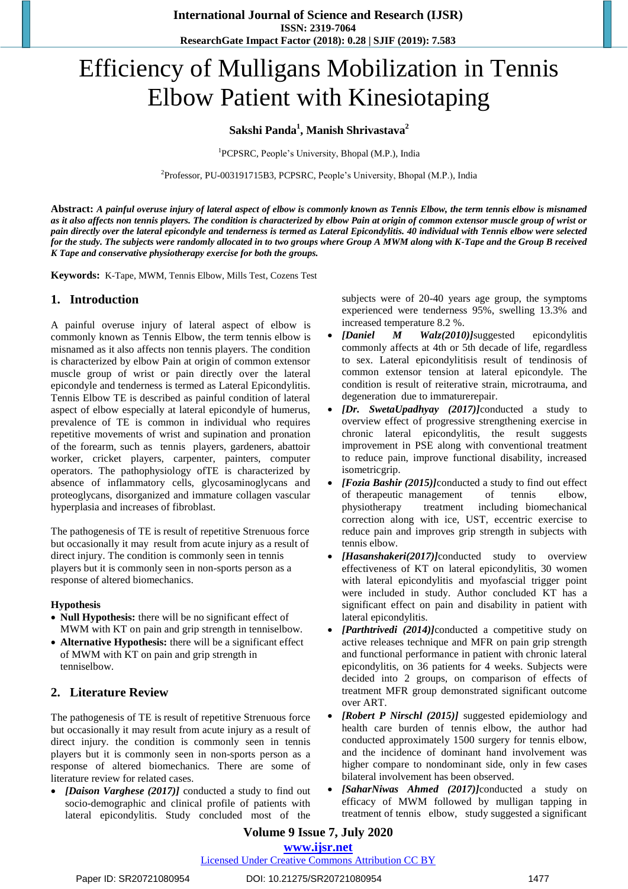# Efficiency of Mulligans Mobilization in Tennis Elbow Patient with Kinesiotaping

**Sakshi Panda[1], Manish Shrivastava[2]**

[1]PCPSRC, People's University, Bhopal (M.P.), India

[2]Professor, PU-003191715B3, PCPSRC, People's University, Bhopal (M.P.), India

**Abstract:** ***A painful overuse injury of lateral aspect of elbow is commonly known as Tennis Elbow, the term tennis elbow is misnamed as it also affects non tennis players. The condition is characterized by elbow Pain at origin of common extensor muscle group of wrist or pain directly over the lateral epicondyle and tenderness is termed as Lateral Epicondylitis. 40 individual with Tennis elbow were selected for the study. The subjects were randomly allocated in to two groups where Group A MWM along with K-Tape and the Group B received K Tape and conservative physiotherapy exercise for both the groups.***

**Keywords:** K-Tape, MWM, Tennis Elbow, Mills Test, Cozens Test

## 1. Introduction

A painful overuse injury of lateral aspect of elbow is commonly known as Tennis Elbow, the term tennis elbow is misnamed as it also affects non tennis players. The condition is characterized by elbow Pain at origin of common extensor muscle group of wrist or pain directly over the lateral epicondyle and tenderness is termed as Lateral Epicondylitis. Tennis Elbow TE is described as painful condition of lateral aspect of elbow especially at lateral epicondyle of humerus, prevalence of TE is common in individual who requires repetitive movements of wrist and supination and pronation of the forearm, such as tennis players, gardeners, abattoir worker, cricket players, carpenter, painters, computer operators. The pathophysiology ofTE is characterized by absence of inflammatory cells, glycosaminoglycans and proteoglycans, disorganized and immature collagen vascular hyperplasia and increases of fibroblast.

The pathogenesis of TE is result of repetitive Strenuous force but occasionally it may result from acute injury as a result of direct injury. The condition is commonly seen in tennis players but it is commonly seen in non-sports person as a response of altered biomechanics.

**Hypothesis**

- **Null Hypothesis:** there will be no significant effect of MWM with KT on pain and grip strength in tenniselbow.
- **Alternative Hypothesis:** there will be a significant effect of MWM with KT on pain and grip strength in tenniselbow.

## 2. Literature Review

The pathogenesis of TE is result of repetitive Strenuous force but occasionally it may result from acute injury as a result of direct injury. the condition is commonly seen in tennis players but it is commonly seen in non-sports person as a response of altered biomechanics. There are some of literature review for related cases.

- ***[Daison Varghese (2017)]*** conducted a study to find out socio-demographic and clinical profile of patients with lateral epicondylitis. Study concluded most of the subjects were of 20-40 years age group, the symptoms experienced were tenderness 95%, swelling 13.3% and increased temperature 8.2 %.
- ***[Daniel M Walz(2010)]***suggested epicondylitis commonly affects at 4th or 5th decade of life, regardless to sex. Lateral epicondylitisis result of tendinosis of common extensor tension at lateral epicondyle. The condition is result of reiterative strain, microtrauma, and degeneration due to immaturerepair.
- ***[Dr. SwetaUpadhyay (2017)]***conducted a study to overview effect of progressive strengthening exercise in chronic lateral epicondylitis, the result suggests improvement in PSE along with conventional treatment to reduce pain, improve functional disability, increased isometricgrip.
- ***[Fozia Bashir (2015)]***conducted a study to find out effect of therapeutic management of tennis elbow, physiotherapy treatment including biomechanical correction along with ice, UST, eccentric exercise to reduce pain and improves grip strength in subjects with tennis elbow.
- ***[Hasanshakeri(2017)]***conducted study to overview effectiveness of KT on lateral epicondylitis, 30 women with lateral epicondylitis and myofascial trigger point were included in study. Author concluded KT has a significant effect on pain and disability in patient with lateral epicondylitis.
- ***[Parthtrivedi (2014)]***conducted a competitive study on active releases technique and MFR on pain grip strength and functional performance in patient with chronic lateral epicondylitis, on 36 patients for 4 weeks. Subjects were decided into 2 groups, on comparison of effects of treatment MFR group demonstrated significant outcome over ART.
- ***[Robert P Nirschl (2015)]*** suggested epidemiology and health care burden of tennis elbow, the author had conducted approximately 1500 surgery for tennis elbow, and the incidence of dominant hand involvement was higher compare to nondominant side, only in few cases bilateral involvement has been observed.
- ***[SaharNiwas Ahmed (2017)]***conducted a study on efficacy of MWM followed by mulligan tapping in treatment of tennis elbow, study suggested a significant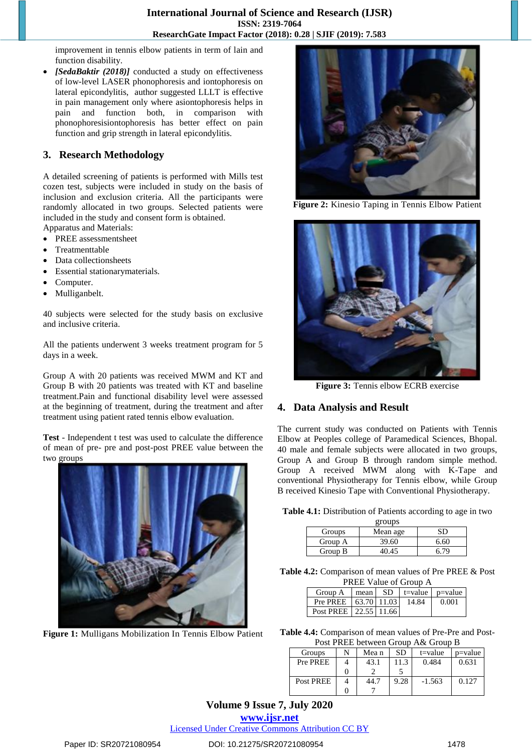improvement in tennis elbow patients in term of lain and function disability.

- *[SedaBaktir (2018)]* conducted a study on effectiveness of low-level LASER phonophoresis and iontophoresis on lateral epicondylitis, author suggested LLLT is effective in pain management only where asiontophoresis helps in pain and function both, in comparison with phonophoresisiontophoresis has better effect on pain function and grip strength in lateral epicondylitis.

## 3. Research Methodology

A detailed screening of patients is performed with Mills test cozen test, subjects were included in study on the basis of inclusion and exclusion criteria. All the participants were randomly allocated in two groups. Selected patients were included in the study and consent form is obtained.

Apparatus and Materials:

- PREE assessmentsheet
- Treatmenttable
- Data collectionsheets
- Essential stationarymaterials.
- Computer.
- Mulliganbelt.

40 subjects were selected for the study basis on exclusive and inclusive criteria.

All the patients underwent 3 weeks treatment program for 5 days in a week.

Group A with 20 patients was received MWM and KT and Group B with 20 patients was treated with KT and baseline treatment.Pain and functional disability level were assessed at the beginning of treatment, during the treatment and after treatment using patient rated tennis elbow evaluation.

**Test** - Independent t test was used to calculate the difference of mean of pre- pre and post-post PREE value between the two groups

**Figure 1:** Mulligans Mobilization In Tennis Elbow Patient

**Figure 2:** Kinesio Taping in Tennis Elbow Patient

**Figure 3:** Tennis elbow ECRB exercise

## 4. Data Analysis and Result

The current study was conducted on Patients with Tennis Elbow at Peoples college of Paramedical Sciences, Bhopal. 40 male and female subjects were allocated in two groups, Group A and Group B through random simple method. Group A received MWM along with K-Tape and conventional Physiotherapy for Tennis elbow, while Group B received Kinesio Tape with Conventional Physiotherapy.

**Table 4.1:** Distribution of Patients according to age in two groups

| Groups | Mean age | SD |
|---|---|---|
| Group A | 39.60 | 6.60 |
| Group B | 40.45 | 6.79 |

**Table 4.2:** Comparison of mean values of Pre PREE & Post PREE Value of Group A

| Group A | mean | SD | t=value | p=value |
|---|---|---|---|---|
| Pre PREE | 63.70 | 11.03 | 14.84 | 0.001 |
| Post PREE | 22.55 | 11.66 | | |

**Table 4.4:** Comparison of mean values of Pre-Pre and Post-Post PREE between Group A& Group B

| Groups | N | Mea n | SD | t=value | p=value |
|---|---|---|---|---|---|
| Pre PREE | 40 | 43.12 | 11.35 | 0.484 | 0.631 |
| Post PREE | 40 | 44.77 | 9.28 | -1.563 | 0.127 |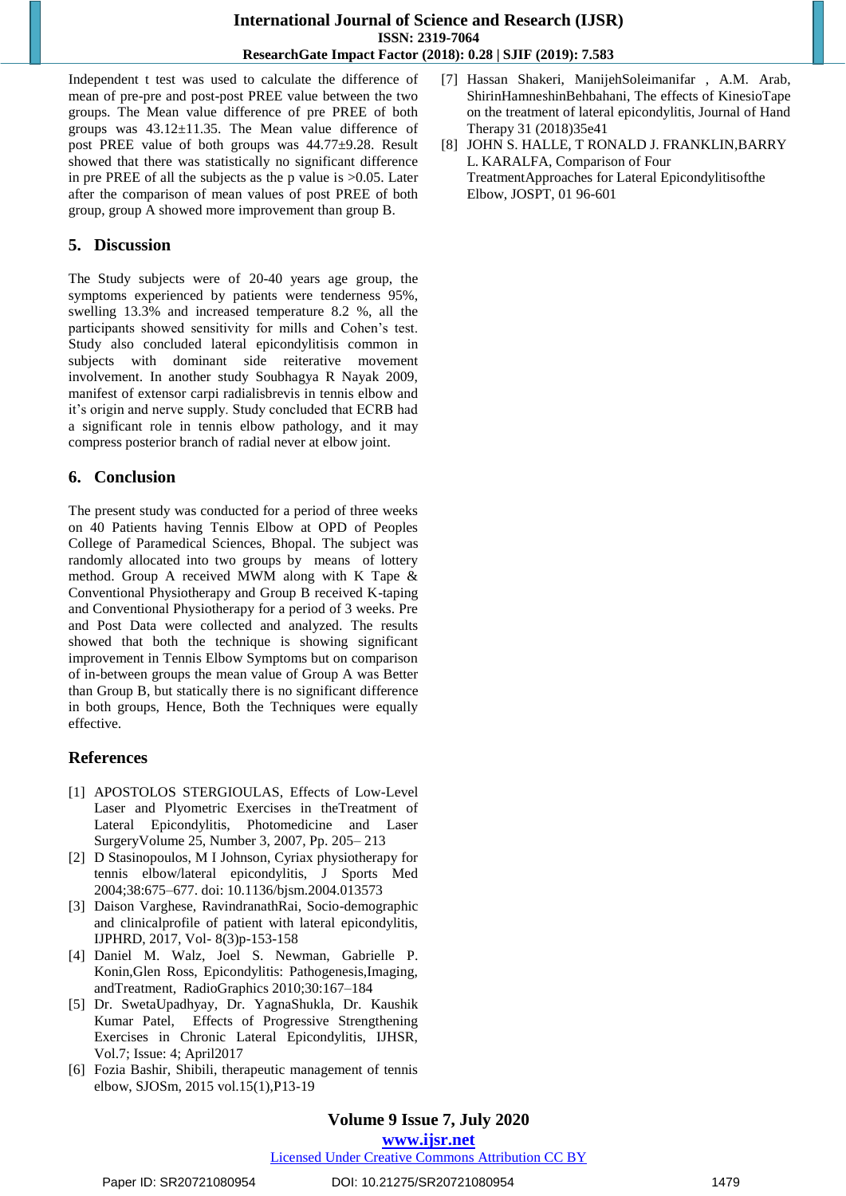Independent t test was used to calculate the difference of mean of pre-pre and post-post PREE value between the two groups. The Mean value difference of pre PREE of both groups was 43.12±11.35. The Mean value difference of post PREE value of both groups was 44.77±9.28. Result showed that there was statistically no significant difference in pre PREE of all the subjects as the p value is >0.05. Later after the comparison of mean values of post PREE of both group, group A showed more improvement than group B.

## 5. Discussion

The Study subjects were of 20-40 years age group, the symptoms experienced by patients were tenderness 95%, swelling 13.3% and increased temperature 8.2 %, all the participants showed sensitivity for mills and Cohen's test. Study also concluded lateral epicondylitisis common in subjects with dominant side reiterative movement involvement. In another study Soubhagya R Nayak 2009, manifest of extensor carpi radialisbrevis in tennis elbow and it's origin and nerve supply. Study concluded that ECRB had a significant role in tennis elbow pathology, and it may compress posterior branch of radial never at elbow joint.

## 6. Conclusion

The present study was conducted for a period of three weeks on 40 Patients having Tennis Elbow at OPD of Peoples College of Paramedical Sciences, Bhopal. The subject was randomly allocated into two groups by means of lottery method. Group A received MWM along with K Tape & Conventional Physiotherapy and Group B received K-taping and Conventional Physiotherapy for a period of 3 weeks. Pre and Post Data were collected and analyzed. The results showed that both the technique is showing significant improvement in Tennis Elbow Symptoms but on comparison of in-between groups the mean value of Group A was Better than Group B, but statically there is no significant difference in both groups, Hence, Both the Techniques were equally effective.

## References

[1] APOSTOLOS STERGIOULAS, Effects of Low-Level Laser and Plyometric Exercises in theTreatment of Lateral Epicondylitis, Photomedicine and Laser SurgeryVolume 25, Number 3, 2007, Pp. 205– 213

[2] D Stasinopoulos, M I Johnson, Cyriax physiotherapy for tennis elbow/lateral epicondylitis, J Sports Med 2004;38:675–677. doi: 10.1136/bjsm.2004.013573

[3] Daison Varghese, RavindranathRai, Socio-demographic and clinicalprofile of patient with lateral epicondylitis, IJPHRD, 2017, Vol- 8(3)p-153-158

[4] Daniel M. Walz, Joel S. Newman, Gabrielle P. Konin,Glen Ross, Epicondylitis: Pathogenesis,Imaging, andTreatment, RadioGraphics 2010;30:167–184

[5] Dr. SwetaUpadhyay, Dr. YagnaShukla, Dr. Kaushik Kumar Patel, Effects of Progressive Strengthening Exercises in Chronic Lateral Epicondylitis, IJHSR, Vol.7; Issue: 4; April2017

[6] Fozia Bashir, Shibili, therapeutic management of tennis elbow, SJOSm, 2015 vol.15(1),P13-19

[7] Hassan Shakeri, ManijehSoleimanifar , A.M. Arab, ShirinHamneshinBehbahani, The effects of KinesioTape on the treatment of lateral epicondylitis, Journal of Hand Therapy 31 (2018)35e41

[8] JOHN S. HALLE, T RONALD J. FRANKLIN,BARRY L. KARALFA, Comparison of Four TreatmentApproaches for Lateral Epicondylitisofthe Elbow, JOSPT, 01 96-601